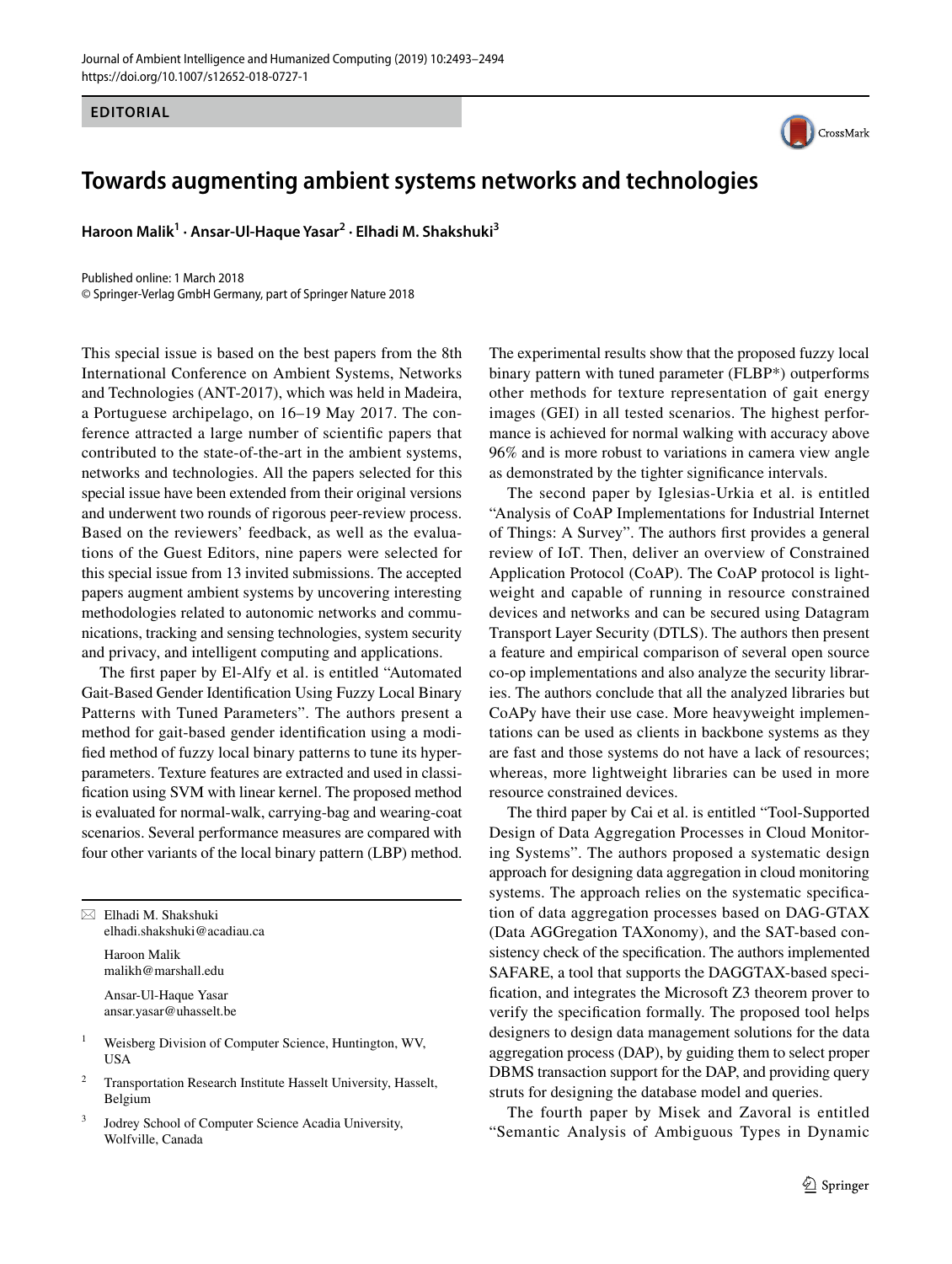**EDITORIAL**

# Towards augmenting ambient systems networks and technologies

**Haroon Malik[1] · Ansar-Ul-Haque Yasar[2] · Elhadi M. Shakshuki[3]**

Published online: 1 March 2018
© Springer-Verlag GmbH Germany, part of Springer Nature 2018

This special issue is based on the best papers from the 8th International Conference on Ambient Systems, Networks and Technologies (ANT-2017), which was held in Madeira, a Portuguese archipelago, on 16–19 May 2017. The conference attracted a large number of scientific papers that contributed to the state-of-the-art in the ambient systems, networks and technologies. All the papers selected for this special issue have been extended from their original versions and underwent two rounds of rigorous peer-review process. Based on the reviewers' feedback, as well as the evaluations of the Guest Editors, nine papers were selected for this special issue from 13 invited submissions. The accepted papers augment ambient systems by uncovering interesting methodologies related to autonomic networks and communications, tracking and sensing technologies, system security and privacy, and intelligent computing and applications.

The first paper by El-Alfy et al. is entitled "Automated Gait-Based Gender Identification Using Fuzzy Local Binary Patterns with Tuned Parameters". The authors present a method for gait-based gender identification using a modified method of fuzzy local binary patterns to tune its hyperparameters. Texture features are extracted and used in classification using SVM with linear kernel. The proposed method is evaluated for normal-walk, carrying-bag and wearing-coat scenarios. Several performance measures are compared with four other variants of the local binary pattern (LBP) method. The experimental results show that the proposed fuzzy local binary pattern with tuned parameter (FLBP*) outperforms other methods for texture representation of gait energy images (GEI) in all tested scenarios. The highest performance is achieved for normal walking with accuracy above 96% and is more robust to variations in camera view angle as demonstrated by the tighter significance intervals.

The second paper by Iglesias-Urkia et al. is entitled "Analysis of CoAP Implementations for Industrial Internet of Things: A Survey". The authors first provides a general review of IoT. Then, deliver an overview of Constrained Application Protocol (CoAP). The CoAP protocol is lightweight and capable of running in resource constrained devices and networks and can be secured using Datagram Transport Layer Security (DTLS). The authors then present a feature and empirical comparison of several open source co-op implementations and also analyze the security libraries. The authors conclude that all the analyzed libraries but CoAPy have their use case. More heavyweight implementations can be used as clients in backbone systems as they are fast and those systems do not have a lack of resources; whereas, more lightweight libraries can be used in more resource constrained devices.

The third paper by Cai et al. is entitled "Tool-Supported Design of Data Aggregation Processes in Cloud Monitoring Systems". The authors proposed a systematic design approach for designing data aggregation in cloud monitoring systems. The approach relies on the systematic specification of data aggregation processes based on DAG-GTAX (Data AGGregation TAXonomy), and the SAT-based consistency check of the specification. The authors implemented SAFARE, a tool that supports the DAGGTAX-based specification, and integrates the Microsoft Z3 theorem prover to verify the specification formally. The proposed tool helps designers to design data management solutions for the data aggregation process (DAP), by guiding them to select proper DBMS transaction support for the DAP, and providing query struts for designing the database model and queries.

The fourth paper by Misek and Zavoral is entitled "Semantic Analysis of Ambiguous Types in Dynamic

✉ Elhadi M. Shakshuki
elhadi.shakshuki@acadiau.ca

Haroon Malik
malikh@marshall.edu

Ansar-Ul-Haque Yasar
ansar.yasar@uhasselt.be

[1] Weisberg Division of Computer Science, Huntington, WV, USA

[2] Transportation Research Institute Hasselt University, Hasselt, Belgium

[3] Jodrey School of Computer Science Acadia University, Wolfville, Canada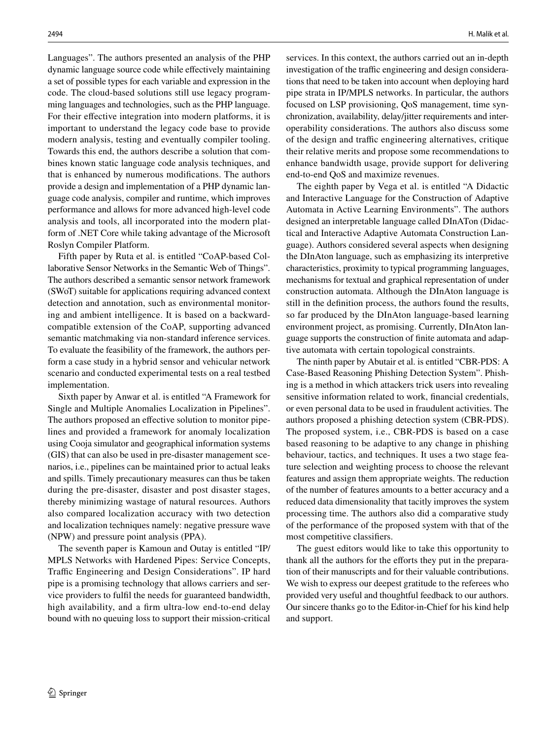Languages". The authors presented an analysis of the PHP dynamic language source code while effectively maintaining a set of possible types for each variable and expression in the code. The cloud-based solutions still use legacy programming languages and technologies, such as the PHP language. For their effective integration into modern platforms, it is important to understand the legacy code base to provide modern analysis, testing and eventually compiler tooling. Towards this end, the authors describe a solution that combines known static language code analysis techniques, and that is enhanced by numerous modifications. The authors provide a design and implementation of a PHP dynamic language code analysis, compiler and runtime, which improves performance and allows for more advanced high-level code analysis and tools, all incorporated into the modern platform of .NET Core while taking advantage of the Microsoft Roslyn Compiler Platform.

Fifth paper by Ruta et al. is entitled "CoAP-based Collaborative Sensor Networks in the Semantic Web of Things". The authors described a semantic sensor network framework (SWoT) suitable for applications requiring advanced context detection and annotation, such as environmental monitoring and ambient intelligence. It is based on a backward-compatible extension of the CoAP, supporting advanced semantic matchmaking via non-standard inference services. To evaluate the feasibility of the framework, the authors perform a case study in a hybrid sensor and vehicular network scenario and conducted experimental tests on a real testbed implementation.

Sixth paper by Anwar et al. is entitled "A Framework for Single and Multiple Anomalies Localization in Pipelines". The authors proposed an effective solution to monitor pipelines and provided a framework for anomaly localization using Cooja simulator and geographical information systems (GIS) that can also be used in pre-disaster management scenarios, i.e., pipelines can be maintained prior to actual leaks and spills. Timely precautionary measures can thus be taken during the pre-disaster, disaster and post disaster stages, thereby minimizing wastage of natural resources. Authors also compared localization accuracy with two detection and localization techniques namely: negative pressure wave (NPW) and pressure point analysis (PPA).

The seventh paper is Kamoun and Outay is entitled "IP/MPLS Networks with Hardened Pipes: Service Concepts, Traffic Engineering and Design Considerations". IP hard pipe is a promising technology that allows carriers and service providers to fulfil the needs for guaranteed bandwidth, high availability, and a firm ultra-low end-to-end delay bound with no queuing loss to support their mission-critical services. In this context, the authors carried out an in-depth investigation of the traffic engineering and design considerations that need to be taken into account when deploying hard pipe strata in IP/MPLS networks. In particular, the authors focused on LSP provisioning, QoS management, time synchronization, availability, delay/jitter requirements and interoperability considerations. The authors also discuss some of the design and traffic engineering alternatives, critique their relative merits and propose some recommendations to enhance bandwidth usage, provide support for delivering end-to-end QoS and maximize revenues.

The eighth paper by Vega et al. is entitled "A Didactic and Interactive Language for the Construction of Adaptive Automata in Active Learning Environments". The authors designed an interpretable language called DInATon (Didactical and Interactive Adaptive Automata Construction Language). Authors considered several aspects when designing the DInAton language, such as emphasizing its interpretive characteristics, proximity to typical programming languages, mechanisms for textual and graphical representation of under construction automata. Although the DInAton language is still in the definition process, the authors found the results, so far produced by the DInAton language-based learning environment project, as promising. Currently, DInAton language supports the construction of finite automata and adaptive automata with certain topological constraints.

The ninth paper by Abutair et al. is entitled "CBR-PDS: A Case-Based Reasoning Phishing Detection System". Phishing is a method in which attackers trick users into revealing sensitive information related to work, financial credentials, or even personal data to be used in fraudulent activities. The authors proposed a phishing detection system (CBR-PDS). The proposed system, i.e., CBR-PDS is based on a case based reasoning to be adaptive to any change in phishing behaviour, tactics, and techniques. It uses a two stage feature selection and weighting process to choose the relevant features and assign them appropriate weights. The reduction of the number of features amounts to a better accuracy and a reduced data dimensionality that tacitly improves the system processing time. The authors also did a comparative study of the performance of the proposed system with that of the most competitive classifiers.

The guest editors would like to take this opportunity to thank all the authors for the efforts they put in the preparation of their manuscripts and for their valuable contributions. We wish to express our deepest gratitude to the referees who provided very useful and thoughtful feedback to our authors. Our sincere thanks go to the Editor-in-Chief for his kind help and support.